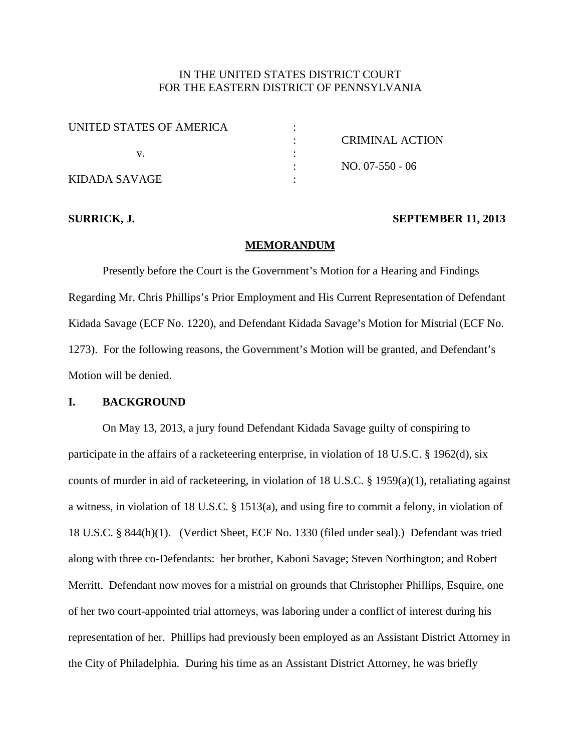IN THE UNITED STATES DISTRICT COURT
FOR THE EASTERN DISTRICT OF PENNSYLVANIA

| | | |
|---|---|---|
| UNITED STATES OF AMERICA | : | |
| | : | CRIMINAL ACTION |
| v. | : | |
| | : | NO. 07-550 - 06 |
| KIDADA SAVAGE | : | |

**SURRICK, J.** **SEPTEMBER 11, 2013**

**MEMORANDUM**

Presently before the Court is the Government's Motion for a Hearing and Findings Regarding Mr. Chris Phillips's Prior Employment and His Current Representation of Defendant Kidada Savage (ECF No. 1220), and Defendant Kidada Savage's Motion for Mistrial (ECF No. 1273). For the following reasons, the Government's Motion will be granted, and Defendant's Motion will be denied.

## I. BACKGROUND

On May 13, 2013, a jury found Defendant Kidada Savage guilty of conspiring to participate in the affairs of a racketeering enterprise, in violation of 18 U.S.C. § 1962(d), six counts of murder in aid of racketeering, in violation of 18 U.S.C. § 1959(a)(1), retaliating against a witness, in violation of 18 U.S.C. § 1513(a), and using fire to commit a felony, in violation of 18 U.S.C. § 844(h)(1). (Verdict Sheet, ECF No. 1330 (filed under seal).) Defendant was tried along with three co-Defendants: her brother, Kaboni Savage; Steven Northington; and Robert Merritt. Defendant now moves for a mistrial on grounds that Christopher Phillips, Esquire, one of her two court-appointed trial attorneys, was laboring under a conflict of interest during his representation of her. Phillips had previously been employed as an Assistant District Attorney in the City of Philadelphia. During his time as an Assistant District Attorney, he was briefly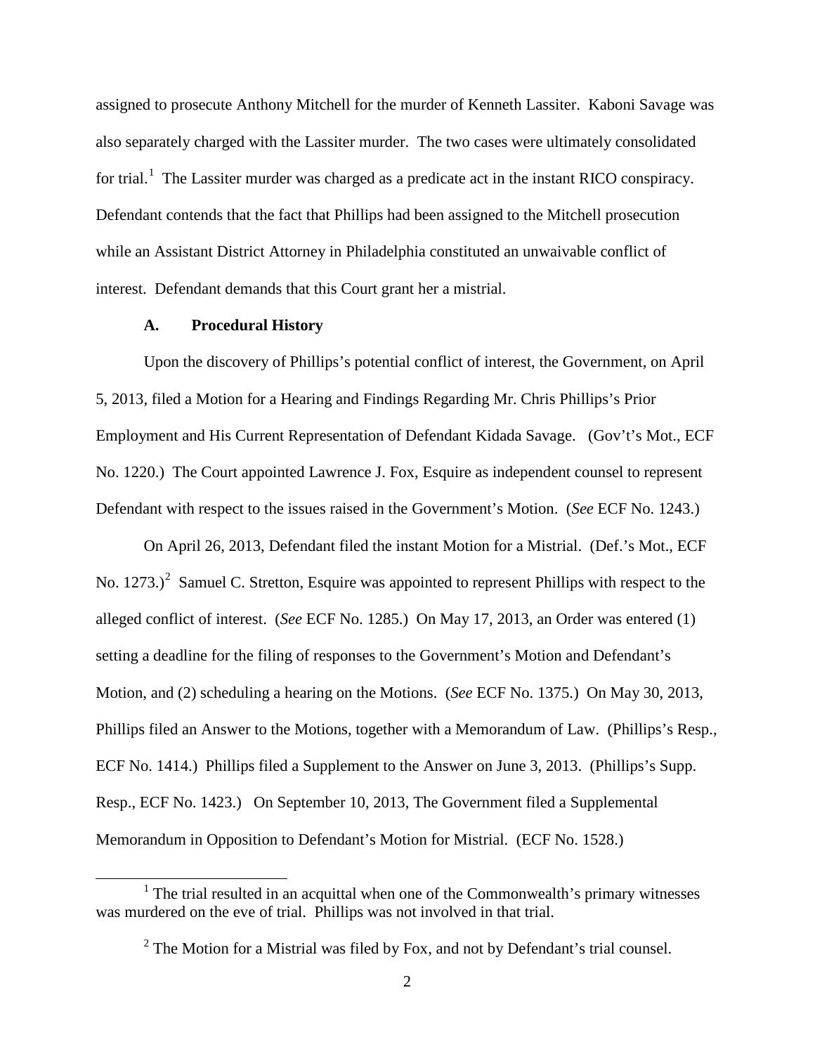assigned to prosecute Anthony Mitchell for the murder of Kenneth Lassiter. Kaboni Savage was also separately charged with the Lassiter murder. The two cases were ultimately consolidated for trial.[1] The Lassiter murder was charged as a predicate act in the instant RICO conspiracy. Defendant contends that the fact that Phillips had been assigned to the Mitchell prosecution while an Assistant District Attorney in Philadelphia constituted an unwaivable conflict of interest. Defendant demands that this Court grant her a mistrial.

### A. Procedural History

Upon the discovery of Phillips's potential conflict of interest, the Government, on April 5, 2013, filed a Motion for a Hearing and Findings Regarding Mr. Chris Phillips's Prior Employment and His Current Representation of Defendant Kidada Savage. (Gov't's Mot., ECF No. 1220.) The Court appointed Lawrence J. Fox, Esquire as independent counsel to represent Defendant with respect to the issues raised in the Government's Motion. (*See* ECF No. 1243.)

On April 26, 2013, Defendant filed the instant Motion for a Mistrial. (Def.'s Mot., ECF No. 1273.)[2] Samuel C. Stretton, Esquire was appointed to represent Phillips with respect to the alleged conflict of interest. (*See* ECF No. 1285.) On May 17, 2013, an Order was entered (1) setting a deadline for the filing of responses to the Government's Motion and Defendant's Motion, and (2) scheduling a hearing on the Motions. (*See* ECF No. 1375.) On May 30, 2013, Phillips filed an Answer to the Motions, together with a Memorandum of Law. (Phillips's Resp., ECF No. 1414.) Phillips filed a Supplement to the Answer on June 3, 2013. (Phillips's Supp. Resp., ECF No. 1423.) On September 10, 2013, The Government filed a Supplemental Memorandum in Opposition to Defendant's Motion for Mistrial. (ECF No. 1528.)

---

[1] The trial resulted in an acquittal when one of the Commonwealth's primary witnesses was murdered on the eve of trial. Phillips was not involved in that trial.

[2] The Motion for a Mistrial was filed by Fox, and not by Defendant's trial counsel.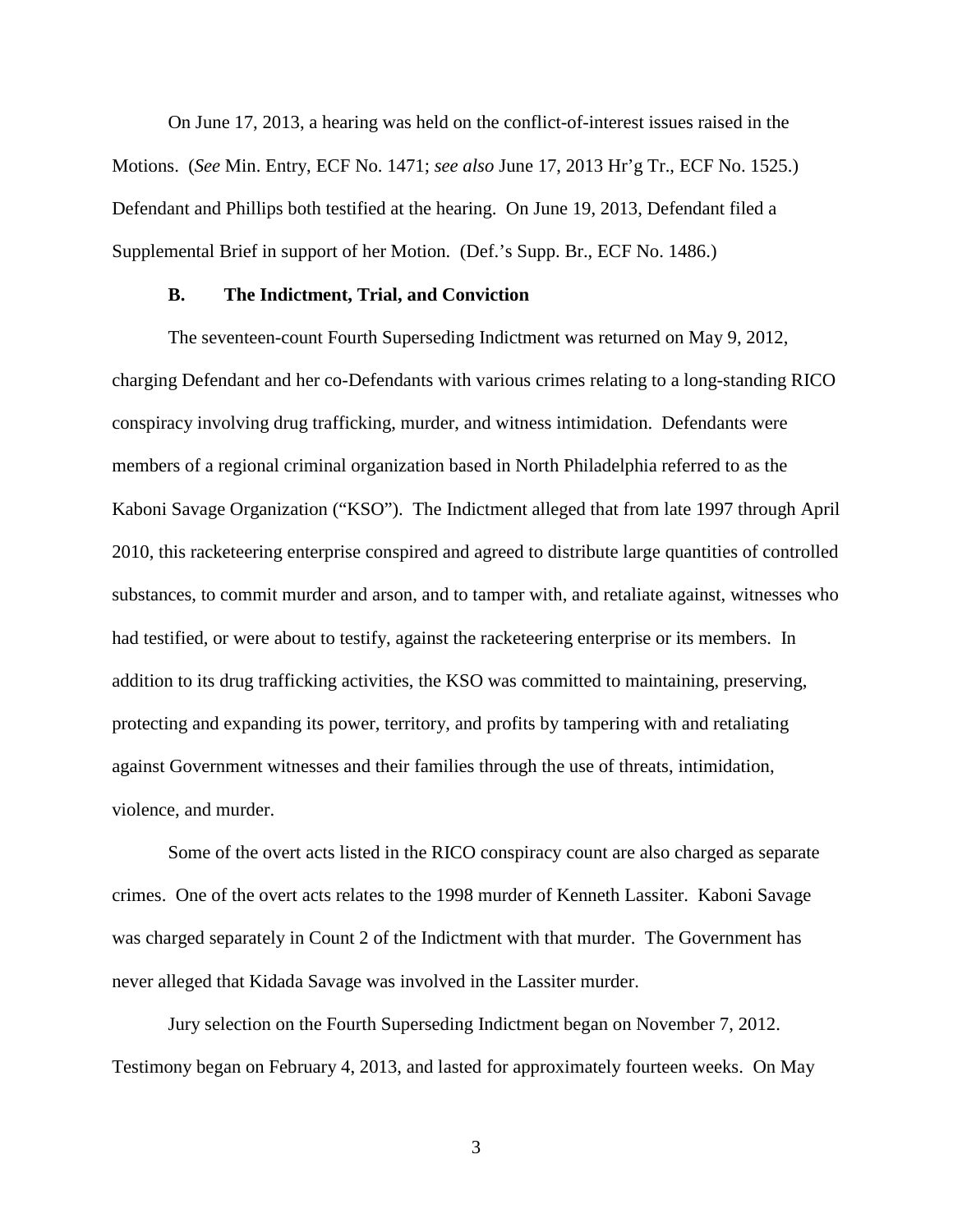On June 17, 2013, a hearing was held on the conflict-of-interest issues raised in the Motions. (*See* Min. Entry, ECF No. 1471; *see also* June 17, 2013 Hr'g Tr., ECF No. 1525.) Defendant and Phillips both testified at the hearing. On June 19, 2013, Defendant filed a Supplemental Brief in support of her Motion. (Def.'s Supp. Br., ECF No. 1486.)

### B. The Indictment, Trial, and Conviction

The seventeen-count Fourth Superseding Indictment was returned on May 9, 2012, charging Defendant and her co-Defendants with various crimes relating to a long-standing RICO conspiracy involving drug trafficking, murder, and witness intimidation. Defendants were members of a regional criminal organization based in North Philadelphia referred to as the Kaboni Savage Organization ("KSO"). The Indictment alleged that from late 1997 through April 2010, this racketeering enterprise conspired and agreed to distribute large quantities of controlled substances, to commit murder and arson, and to tamper with, and retaliate against, witnesses who had testified, or were about to testify, against the racketeering enterprise or its members. In addition to its drug trafficking activities, the KSO was committed to maintaining, preserving, protecting and expanding its power, territory, and profits by tampering with and retaliating against Government witnesses and their families through the use of threats, intimidation, violence, and murder.

Some of the overt acts listed in the RICO conspiracy count are also charged as separate crimes. One of the overt acts relates to the 1998 murder of Kenneth Lassiter. Kaboni Savage was charged separately in Count 2 of the Indictment with that murder. The Government has never alleged that Kidada Savage was involved in the Lassiter murder.

Jury selection on the Fourth Superseding Indictment began on November 7, 2012. Testimony began on February 4, 2013, and lasted for approximately fourteen weeks. On May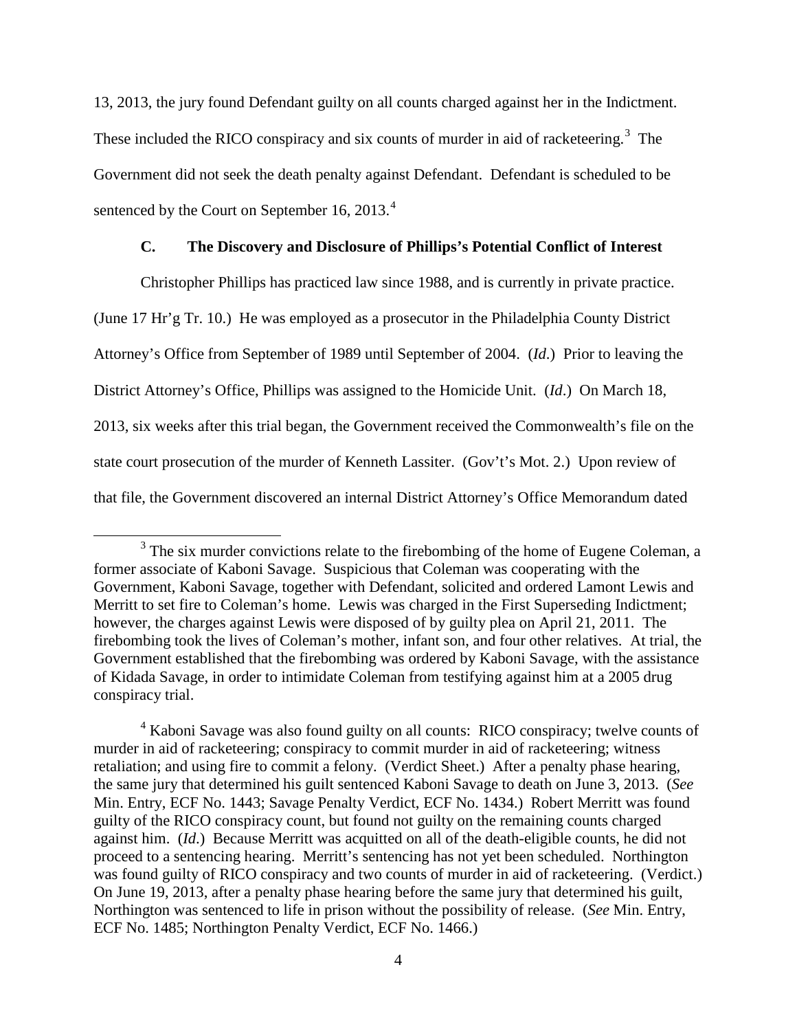13, 2013, the jury found Defendant guilty on all counts charged against her in the Indictment. These included the RICO conspiracy and six counts of murder in aid of racketeering.[3] The Government did not seek the death penalty against Defendant. Defendant is scheduled to be sentenced by the Court on September 16, 2013.[4]

### C. The Discovery and Disclosure of Phillips's Potential Conflict of Interest

Christopher Phillips has practiced law since 1988, and is currently in private practice. (June 17 Hr'g Tr. 10.) He was employed as a prosecutor in the Philadelphia County District Attorney's Office from September of 1989 until September of 2004. (*Id*.) Prior to leaving the District Attorney's Office, Phillips was assigned to the Homicide Unit. (*Id*.) On March 18, 2013, six weeks after this trial began, the Government received the Commonwealth's file on the state court prosecution of the murder of Kenneth Lassiter. (Gov't's Mot. 2.) Upon review of that file, the Government discovered an internal District Attorney's Office Memorandum dated

---

[3] The six murder convictions relate to the firebombing of the home of Eugene Coleman, a former associate of Kaboni Savage. Suspicious that Coleman was cooperating with the Government, Kaboni Savage, together with Defendant, solicited and ordered Lamont Lewis and Merritt to set fire to Coleman's home. Lewis was charged in the First Superseding Indictment; however, the charges against Lewis were disposed of by guilty plea on April 21, 2011. The firebombing took the lives of Coleman's mother, infant son, and four other relatives. At trial, the Government established that the firebombing was ordered by Kaboni Savage, with the assistance of Kidada Savage, in order to intimidate Coleman from testifying against him at a 2005 drug conspiracy trial.

[4] Kaboni Savage was also found guilty on all counts: RICO conspiracy; twelve counts of murder in aid of racketeering; conspiracy to commit murder in aid of racketeering; witness retaliation; and using fire to commit a felony. (Verdict Sheet.) After a penalty phase hearing, the same jury that determined his guilt sentenced Kaboni Savage to death on June 3, 2013. (*See* Min. Entry, ECF No. 1443; Savage Penalty Verdict, ECF No. 1434.) Robert Merritt was found guilty of the RICO conspiracy count, but found not guilty on the remaining counts charged against him. (*Id*.) Because Merritt was acquitted on all of the death-eligible counts, he did not proceed to a sentencing hearing. Merritt's sentencing has not yet been scheduled. Northington was found guilty of RICO conspiracy and two counts of murder in aid of racketeering. (Verdict.) On June 19, 2013, after a penalty phase hearing before the same jury that determined his guilt, Northington was sentenced to life in prison without the possibility of release. (*See* Min. Entry, ECF No. 1485; Northington Penalty Verdict, ECF No. 1466.)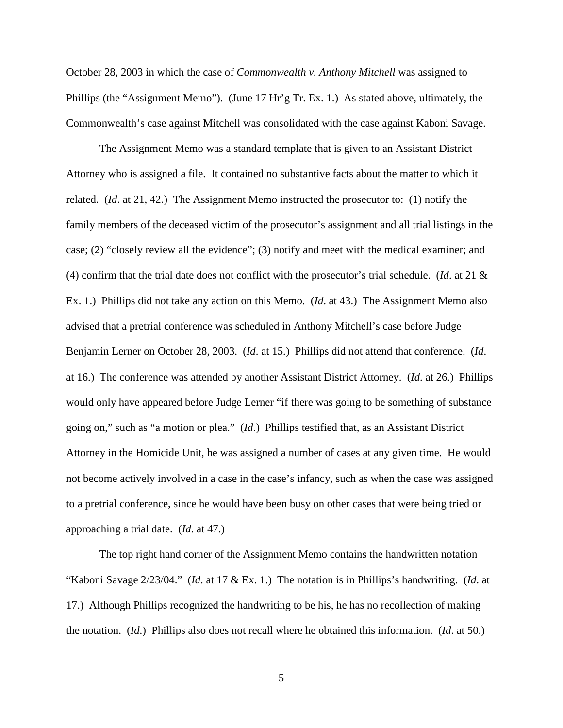October 28, 2003 in which the case of *Commonwealth v. Anthony Mitchell* was assigned to Phillips (the "Assignment Memo"). (June 17 Hr'g Tr. Ex. 1.) As stated above, ultimately, the Commonwealth's case against Mitchell was consolidated with the case against Kaboni Savage.

The Assignment Memo was a standard template that is given to an Assistant District Attorney who is assigned a file. It contained no substantive facts about the matter to which it related. (*Id*. at 21, 42.) The Assignment Memo instructed the prosecutor to: (1) notify the family members of the deceased victim of the prosecutor's assignment and all trial listings in the case; (2) "closely review all the evidence"; (3) notify and meet with the medical examiner; and (4) confirm that the trial date does not conflict with the prosecutor's trial schedule. (*Id*. at 21 & Ex. 1.) Phillips did not take any action on this Memo. (*Id*. at 43.) The Assignment Memo also advised that a pretrial conference was scheduled in Anthony Mitchell's case before Judge Benjamin Lerner on October 28, 2003. (*Id*. at 15.) Phillips did not attend that conference. (*Id*. at 16.) The conference was attended by another Assistant District Attorney. (*Id*. at 26.) Phillips would only have appeared before Judge Lerner "if there was going to be something of substance going on," such as "a motion or plea." (*Id*.) Phillips testified that, as an Assistant District Attorney in the Homicide Unit, he was assigned a number of cases at any given time. He would not become actively involved in a case in the case's infancy, such as when the case was assigned to a pretrial conference, since he would have been busy on other cases that were being tried or approaching a trial date. (*Id*. at 47.)

The top right hand corner of the Assignment Memo contains the handwritten notation "Kaboni Savage 2/23/04." (*Id*. at 17 & Ex. 1.) The notation is in Phillips's handwriting. (*Id*. at 17.) Although Phillips recognized the handwriting to be his, he has no recollection of making the notation. (*Id*.) Phillips also does not recall where he obtained this information. (*Id*. at 50.)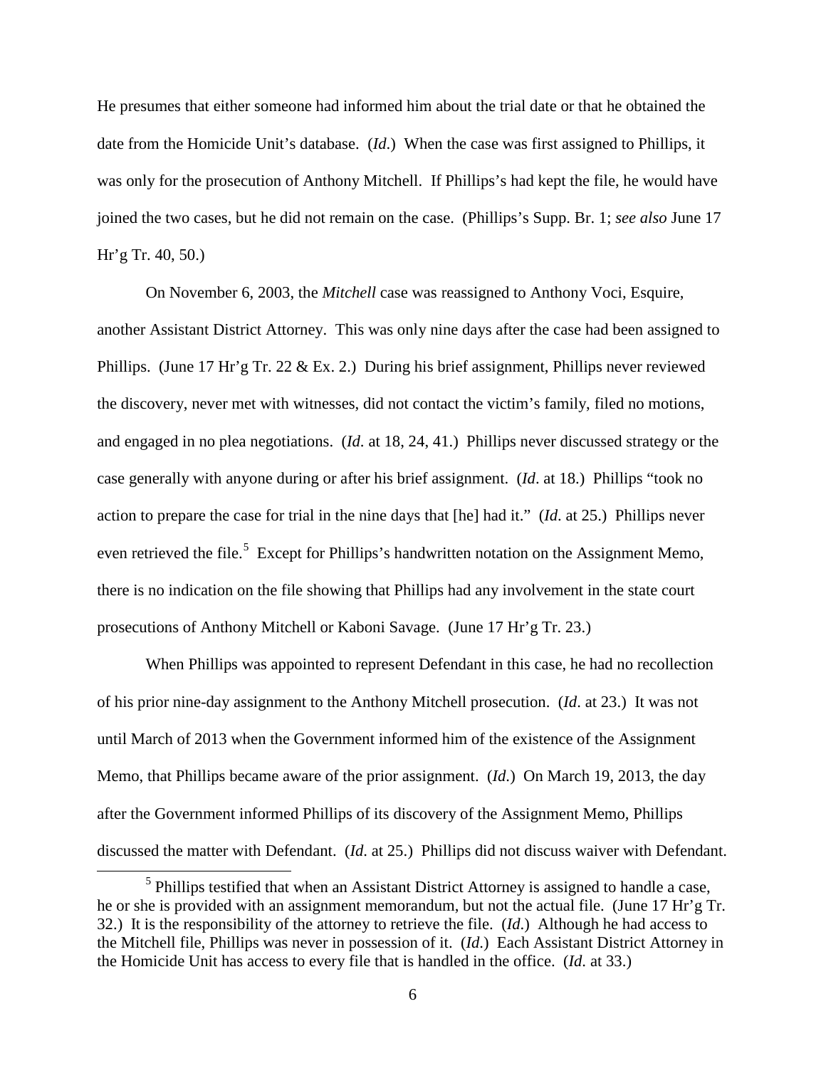He presumes that either someone had informed him about the trial date or that he obtained the date from the Homicide Unit's database. (*Id*.) When the case was first assigned to Phillips, it was only for the prosecution of Anthony Mitchell. If Phillips's had kept the file, he would have joined the two cases, but he did not remain on the case. (Phillips's Supp. Br. 1; *see also* June 17 Hr'g Tr. 40, 50.)

On November 6, 2003, the *Mitchell* case was reassigned to Anthony Voci, Esquire, another Assistant District Attorney. This was only nine days after the case had been assigned to Phillips. (June 17 Hr'g Tr. 22 & Ex. 2.) During his brief assignment, Phillips never reviewed the discovery, never met with witnesses, did not contact the victim's family, filed no motions, and engaged in no plea negotiations. (*Id*. at 18, 24, 41.) Phillips never discussed strategy or the case generally with anyone during or after his brief assignment. (*Id*. at 18.) Phillips "took no action to prepare the case for trial in the nine days that [he] had it." (*Id*. at 25.) Phillips never even retrieved the file.[5] Except for Phillips's handwritten notation on the Assignment Memo, there is no indication on the file showing that Phillips had any involvement in the state court prosecutions of Anthony Mitchell or Kaboni Savage. (June 17 Hr'g Tr. 23.)

When Phillips was appointed to represent Defendant in this case, he had no recollection of his prior nine-day assignment to the Anthony Mitchell prosecution. (*Id*. at 23.) It was not until March of 2013 when the Government informed him of the existence of the Assignment Memo, that Phillips became aware of the prior assignment. (*Id*.) On March 19, 2013, the day after the Government informed Phillips of its discovery of the Assignment Memo, Phillips discussed the matter with Defendant. (*Id*. at 25.) Phillips did not discuss waiver with Defendant.

[5] Phillips testified that when an Assistant District Attorney is assigned to handle a case, he or she is provided with an assignment memorandum, but not the actual file. (June 17 Hr'g Tr. 32.) It is the responsibility of the attorney to retrieve the file. (*Id*.) Although he had access to the Mitchell file, Phillips was never in possession of it. (*Id*.) Each Assistant District Attorney in the Homicide Unit has access to every file that is handled in the office. (*Id*. at 33.)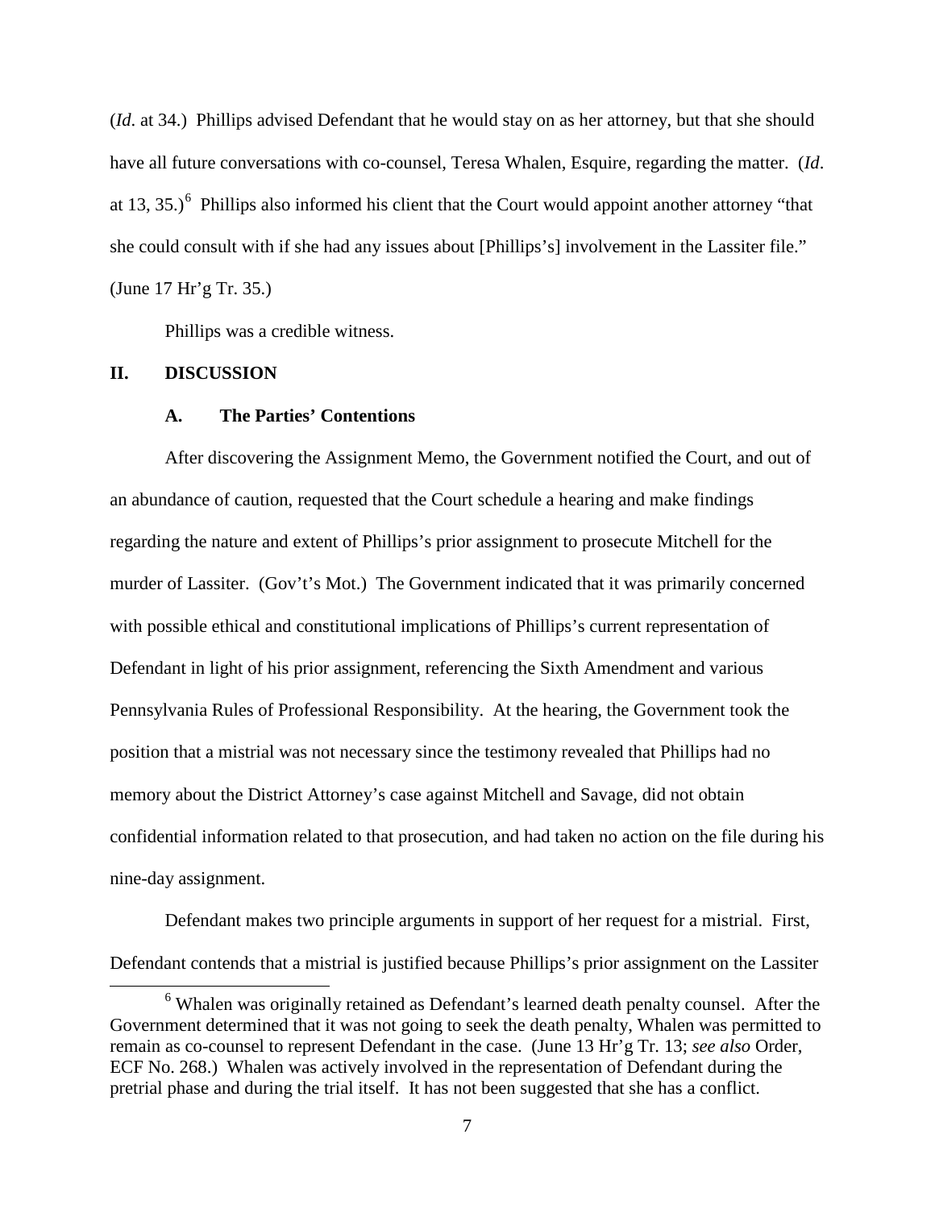(*Id*. at 34.) Phillips advised Defendant that he would stay on as her attorney, but that she should have all future conversations with co-counsel, Teresa Whalen, Esquire, regarding the matter. (*Id*. at 13, 35.)[6] Phillips also informed his client that the Court would appoint another attorney "that she could consult with if she had any issues about [Phillips's] involvement in the Lassiter file." (June 17 Hr'g Tr. 35.)

Phillips was a credible witness.

## II. DISCUSSION

### A. The Parties' Contentions

After discovering the Assignment Memo, the Government notified the Court, and out of an abundance of caution, requested that the Court schedule a hearing and make findings regarding the nature and extent of Phillips's prior assignment to prosecute Mitchell for the murder of Lassiter. (Gov't's Mot.) The Government indicated that it was primarily concerned with possible ethical and constitutional implications of Phillips's current representation of Defendant in light of his prior assignment, referencing the Sixth Amendment and various Pennsylvania Rules of Professional Responsibility. At the hearing, the Government took the position that a mistrial was not necessary since the testimony revealed that Phillips had no memory about the District Attorney's case against Mitchell and Savage, did not obtain confidential information related to that prosecution, and had taken no action on the file during his nine-day assignment.

Defendant makes two principle arguments in support of her request for a mistrial. First, Defendant contends that a mistrial is justified because Phillips's prior assignment on the Lassiter

[6] Whalen was originally retained as Defendant's learned death penalty counsel. After the Government determined that it was not going to seek the death penalty, Whalen was permitted to remain as co-counsel to represent Defendant in the case. (June 13 Hr'g Tr. 13; *see also* Order, ECF No. 268.) Whalen was actively involved in the representation of Defendant during the pretrial phase and during the trial itself. It has not been suggested that she has a conflict.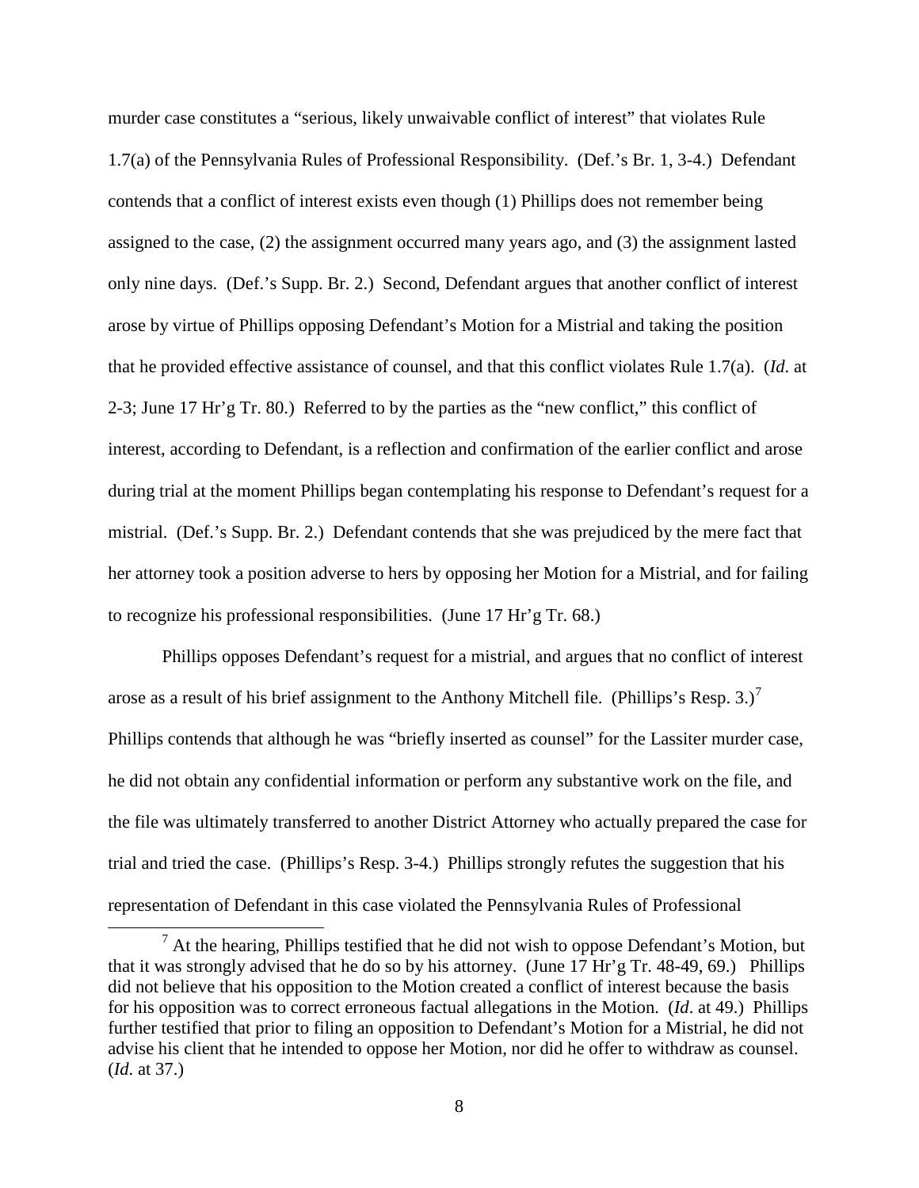murder case constitutes a "serious, likely unwaivable conflict of interest" that violates Rule 1.7(a) of the Pennsylvania Rules of Professional Responsibility. (Def.'s Br. 1, 3-4.) Defendant contends that a conflict of interest exists even though (1) Phillips does not remember being assigned to the case, (2) the assignment occurred many years ago, and (3) the assignment lasted only nine days. (Def.'s Supp. Br. 2.) Second, Defendant argues that another conflict of interest arose by virtue of Phillips opposing Defendant's Motion for a Mistrial and taking the position that he provided effective assistance of counsel, and that this conflict violates Rule 1.7(a). (*Id*. at 2-3; June 17 Hr'g Tr. 80.) Referred to by the parties as the "new conflict," this conflict of interest, according to Defendant, is a reflection and confirmation of the earlier conflict and arose during trial at the moment Phillips began contemplating his response to Defendant's request for a mistrial. (Def.'s Supp. Br. 2.) Defendant contends that she was prejudiced by the mere fact that her attorney took a position adverse to hers by opposing her Motion for a Mistrial, and for failing to recognize his professional responsibilities. (June 17 Hr'g Tr. 68.)

Phillips opposes Defendant's request for a mistrial, and argues that no conflict of interest arose as a result of his brief assignment to the Anthony Mitchell file. (Phillips's Resp. 3.)[7] Phillips contends that although he was "briefly inserted as counsel" for the Lassiter murder case, he did not obtain any confidential information or perform any substantive work on the file, and the file was ultimately transferred to another District Attorney who actually prepared the case for trial and tried the case. (Phillips's Resp. 3-4.) Phillips strongly refutes the suggestion that his representation of Defendant in this case violated the Pennsylvania Rules of Professional

[7] At the hearing, Phillips testified that he did not wish to oppose Defendant's Motion, but that it was strongly advised that he do so by his attorney. (June 17 Hr'g Tr. 48-49, 69.) Phillips did not believe that his opposition to the Motion created a conflict of interest because the basis for his opposition was to correct erroneous factual allegations in the Motion. (*Id*. at 49.) Phillips further testified that prior to filing an opposition to Defendant's Motion for a Mistrial, he did not advise his client that he intended to oppose her Motion, nor did he offer to withdraw as counsel. (*Id*. at 37.)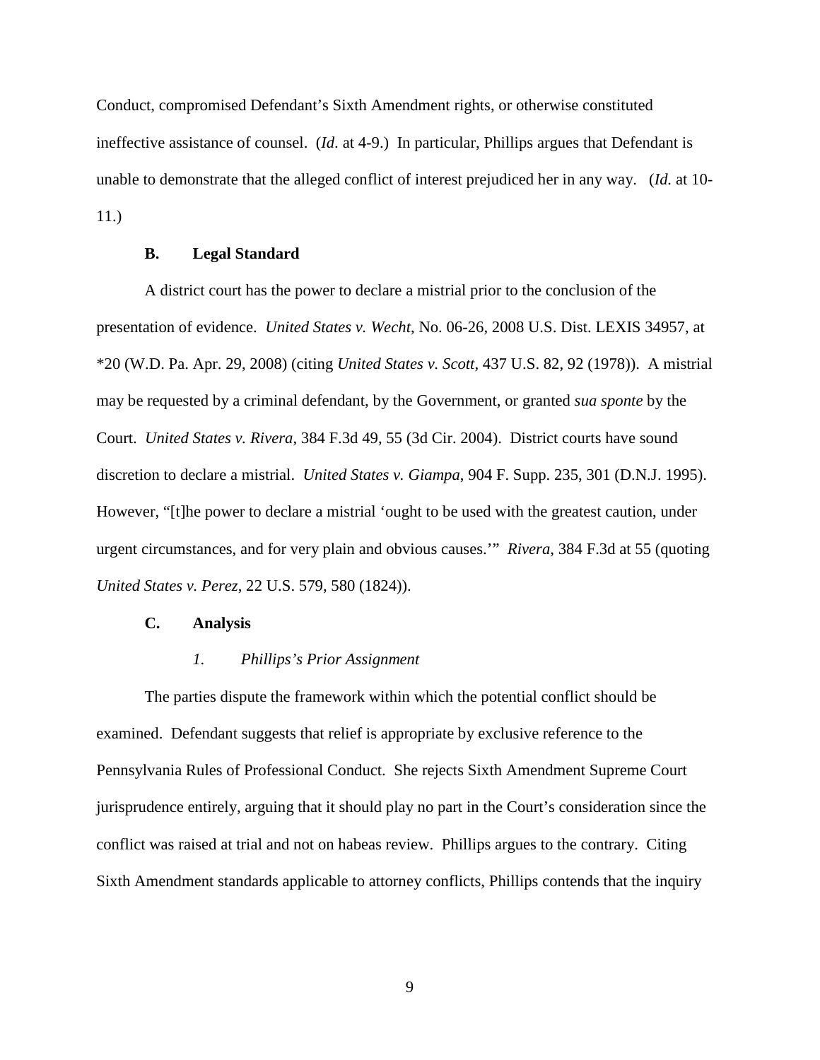Conduct, compromised Defendant's Sixth Amendment rights, or otherwise constituted ineffective assistance of counsel. (*Id.* at 4-9.) In particular, Phillips argues that Defendant is unable to demonstrate that the alleged conflict of interest prejudiced her in any way. (*Id.* at 10-11.)

### B. Legal Standard

A district court has the power to declare a mistrial prior to the conclusion of the presentation of evidence. *United States v. Wecht*, No. 06-26, 2008 U.S. Dist. LEXIS 34957, at *20 (W.D. Pa. Apr. 29, 2008) (citing *United States v. Scott*, 437 U.S. 82, 92 (1978)). A mistrial may be requested by a criminal defendant, by the Government, or granted *sua sponte* by the Court. *United States v. Rivera*, 384 F.3d 49, 55 (3d Cir. 2004). District courts have sound discretion to declare a mistrial. *United States v. Giampa*, 904 F. Supp. 235, 301 (D.N.J. 1995). However, "[t]he power to declare a mistrial 'ought to be used with the greatest caution, under urgent circumstances, and for very plain and obvious causes.'" *Rivera*, 384 F.3d at 55 (quoting *United States v. Perez*, 22 U.S. 579, 580 (1824)).

### C. Analysis

#### *1. Phillips's Prior Assignment*

The parties dispute the framework within which the potential conflict should be examined. Defendant suggests that relief is appropriate by exclusive reference to the Pennsylvania Rules of Professional Conduct. She rejects Sixth Amendment Supreme Court jurisprudence entirely, arguing that it should play no part in the Court's consideration since the conflict was raised at trial and not on habeas review. Phillips argues to the contrary. Citing Sixth Amendment standards applicable to attorney conflicts, Phillips contends that the inquiry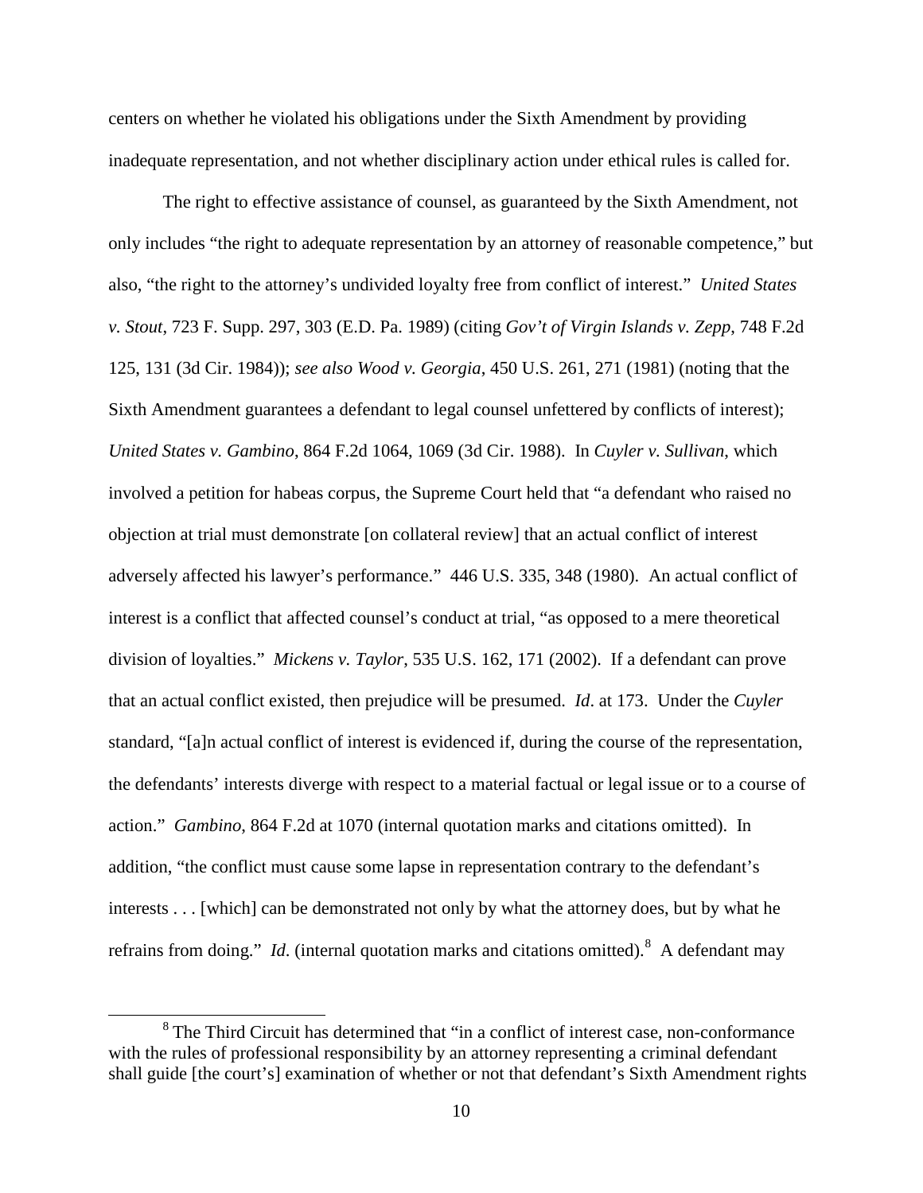centers on whether he violated his obligations under the Sixth Amendment by providing inadequate representation, and not whether disciplinary action under ethical rules is called for.

The right to effective assistance of counsel, as guaranteed by the Sixth Amendment, not only includes "the right to adequate representation by an attorney of reasonable competence," but also, "the right to the attorney's undivided loyalty free from conflict of interest." *United States v. Stout*, 723 F. Supp. 297, 303 (E.D. Pa. 1989) (citing *Gov't of Virgin Islands v. Zepp*, 748 F.2d 125, 131 (3d Cir. 1984)); *see also Wood v. Georgia*, 450 U.S. 261, 271 (1981) (noting that the Sixth Amendment guarantees a defendant to legal counsel unfettered by conflicts of interest); *United States v. Gambino*, 864 F.2d 1064, 1069 (3d Cir. 1988). In *Cuyler v. Sullivan*, which involved a petition for habeas corpus, the Supreme Court held that "a defendant who raised no objection at trial must demonstrate [on collateral review] that an actual conflict of interest adversely affected his lawyer's performance." 446 U.S. 335, 348 (1980). An actual conflict of interest is a conflict that affected counsel's conduct at trial, "as opposed to a mere theoretical division of loyalties." *Mickens v. Taylor*, 535 U.S. 162, 171 (2002). If a defendant can prove that an actual conflict existed, then prejudice will be presumed. *Id*. at 173. Under the *Cuyler* standard, "[a]n actual conflict of interest is evidenced if, during the course of the representation, the defendants' interests diverge with respect to a material factual or legal issue or to a course of action." *Gambino*, 864 F.2d at 1070 (internal quotation marks and citations omitted). In addition, "the conflict must cause some lapse in representation contrary to the defendant's interests . . . [which] can be demonstrated not only by what the attorney does, but by what he refrains from doing." *Id*. (internal quotation marks and citations omitted).[8] A defendant may

[8] The Third Circuit has determined that "in a conflict of interest case, non-conformance with the rules of professional responsibility by an attorney representing a criminal defendant shall guide [the court's] examination of whether or not that defendant's Sixth Amendment rights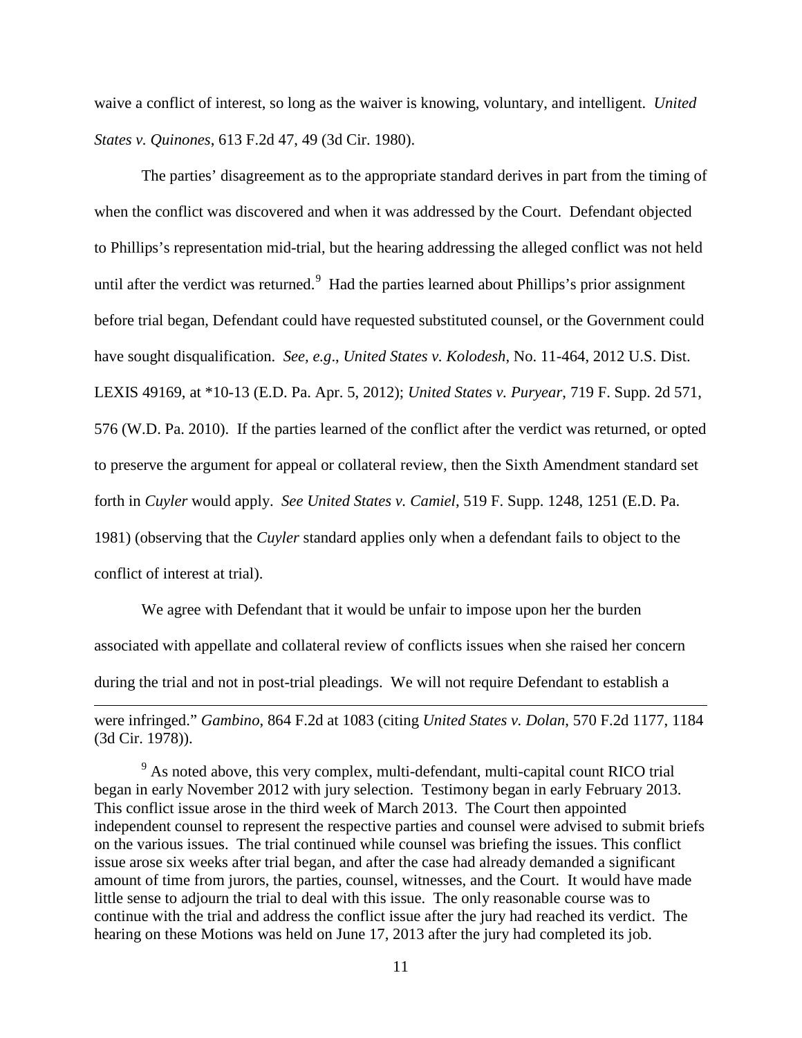waive a conflict of interest, so long as the waiver is knowing, voluntary, and intelligent. *United States v. Quinones*, 613 F.2d 47, 49 (3d Cir. 1980).

The parties' disagreement as to the appropriate standard derives in part from the timing of when the conflict was discovered and when it was addressed by the Court. Defendant objected to Phillips's representation mid-trial, but the hearing addressing the alleged conflict was not held until after the verdict was returned.[9] Had the parties learned about Phillips's prior assignment before trial began, Defendant could have requested substituted counsel, or the Government could have sought disqualification. *See, e.g*., *United States v. Kolodesh*, No. 11-464, 2012 U.S. Dist. LEXIS 49169, at *10-13 (E.D. Pa. Apr. 5, 2012); *United States v. Puryear*, 719 F. Supp. 2d 571, 576 (W.D. Pa. 2010). If the parties learned of the conflict after the verdict was returned, or opted to preserve the argument for appeal or collateral review, then the Sixth Amendment standard set forth in *Cuyler* would apply. *See United States v. Camiel*, 519 F. Supp. 1248, 1251 (E.D. Pa. 1981) (observing that the *Cuyler* standard applies only when a defendant fails to object to the conflict of interest at trial).

We agree with Defendant that it would be unfair to impose upon her the burden associated with appellate and collateral review of conflicts issues when she raised her concern during the trial and not in post-trial pleadings. We will not require Defendant to establish a

---

were infringed." *Gambino*, 864 F.2d at 1083 (citing *United States v. Dolan*, 570 F.2d 1177, 1184 (3d Cir. 1978)).

[9] As noted above, this very complex, multi-defendant, multi-capital count RICO trial began in early November 2012 with jury selection. Testimony began in early February 2013. This conflict issue arose in the third week of March 2013. The Court then appointed independent counsel to represent the respective parties and counsel were advised to submit briefs on the various issues. The trial continued while counsel was briefing the issues. This conflict issue arose six weeks after trial began, and after the case had already demanded a significant amount of time from jurors, the parties, counsel, witnesses, and the Court. It would have made little sense to adjourn the trial to deal with this issue. The only reasonable course was to continue with the trial and address the conflict issue after the jury had reached its verdict. The hearing on these Motions was held on June 17, 2013 after the jury had completed its job.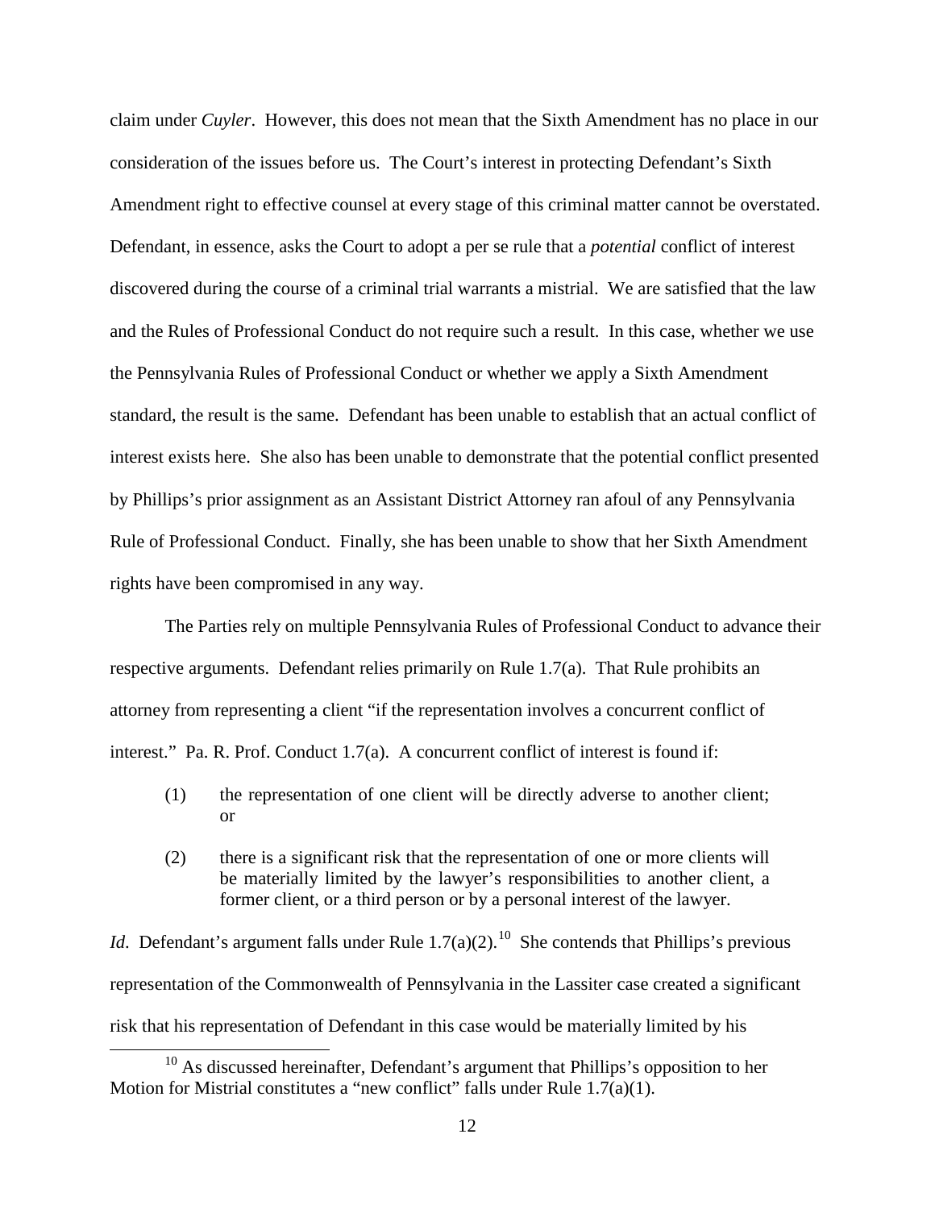claim under *Cuyler*. However, this does not mean that the Sixth Amendment has no place in our consideration of the issues before us. The Court's interest in protecting Defendant's Sixth Amendment right to effective counsel at every stage of this criminal matter cannot be overstated. Defendant, in essence, asks the Court to adopt a per se rule that a *potential* conflict of interest discovered during the course of a criminal trial warrants a mistrial. We are satisfied that the law and the Rules of Professional Conduct do not require such a result. In this case, whether we use the Pennsylvania Rules of Professional Conduct or whether we apply a Sixth Amendment standard, the result is the same. Defendant has been unable to establish that an actual conflict of interest exists here. She also has been unable to demonstrate that the potential conflict presented by Phillips's prior assignment as an Assistant District Attorney ran afoul of any Pennsylvania Rule of Professional Conduct. Finally, she has been unable to show that her Sixth Amendment rights have been compromised in any way.

The Parties rely on multiple Pennsylvania Rules of Professional Conduct to advance their respective arguments. Defendant relies primarily on Rule 1.7(a). That Rule prohibits an attorney from representing a client "if the representation involves a concurrent conflict of interest." Pa. R. Prof. Conduct 1.7(a). A concurrent conflict of interest is found if:

> (1) the representation of one client will be directly adverse to another client; or
>
> (2) there is a significant risk that the representation of one or more clients will be materially limited by the lawyer's responsibilities to another client, a former client, or a third person or by a personal interest of the lawyer.

*Id.* Defendant's argument falls under Rule 1.7(a)(2).[10] She contends that Phillips's previous representation of the Commonwealth of Pennsylvania in the Lassiter case created a significant risk that his representation of Defendant in this case would be materially limited by his

[10] As discussed hereinafter, Defendant's argument that Phillips's opposition to her Motion for Mistrial constitutes a "new conflict" falls under Rule 1.7(a)(1).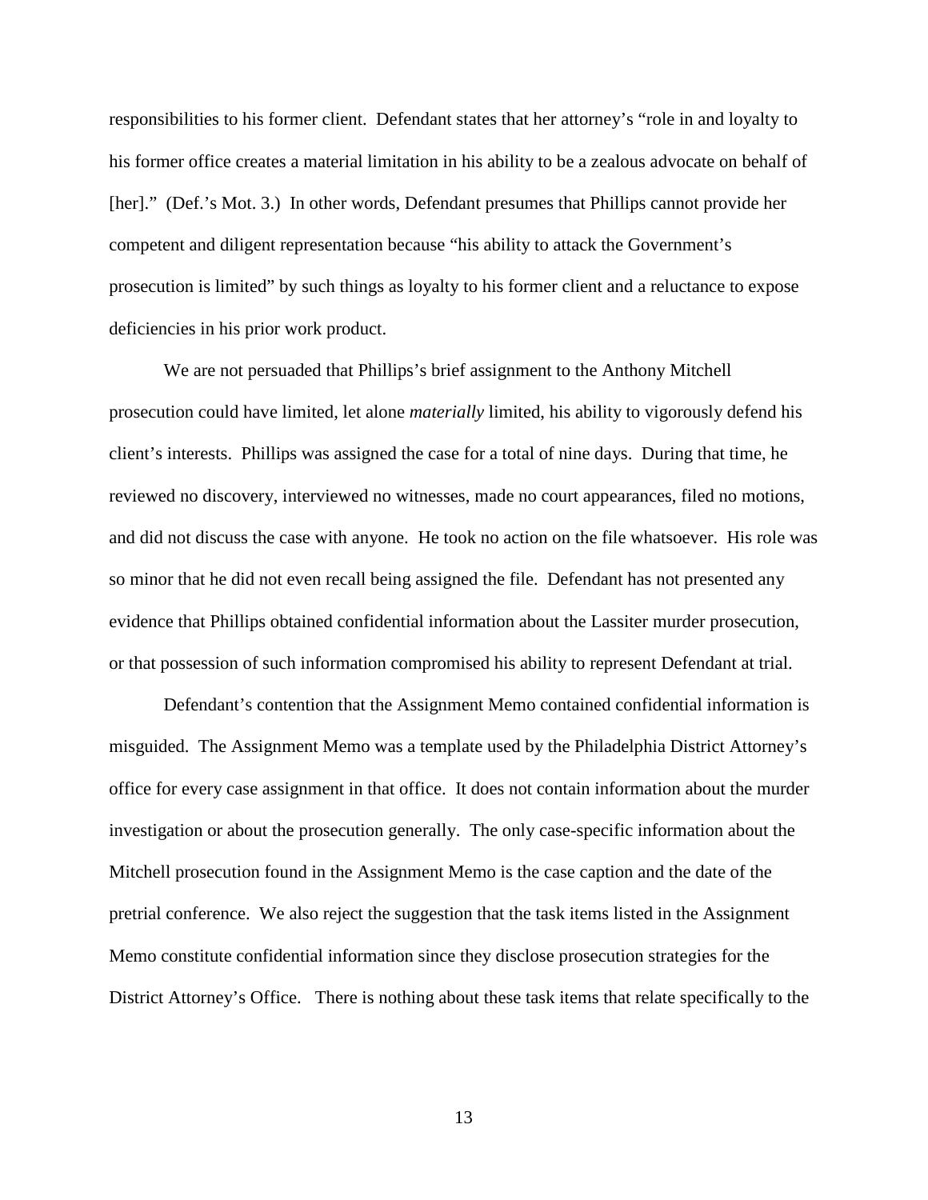responsibilities to his former client. Defendant states that her attorney's "role in and loyalty to his former office creates a material limitation in his ability to be a zealous advocate on behalf of [her]." (Def.'s Mot. 3.) In other words, Defendant presumes that Phillips cannot provide her competent and diligent representation because "his ability to attack the Government's prosecution is limited" by such things as loyalty to his former client and a reluctance to expose deficiencies in his prior work product.

We are not persuaded that Phillips's brief assignment to the Anthony Mitchell prosecution could have limited, let alone *materially* limited, his ability to vigorously defend his client's interests. Phillips was assigned the case for a total of nine days. During that time, he reviewed no discovery, interviewed no witnesses, made no court appearances, filed no motions, and did not discuss the case with anyone. He took no action on the file whatsoever. His role was so minor that he did not even recall being assigned the file. Defendant has not presented any evidence that Phillips obtained confidential information about the Lassiter murder prosecution, or that possession of such information compromised his ability to represent Defendant at trial.

Defendant's contention that the Assignment Memo contained confidential information is misguided. The Assignment Memo was a template used by the Philadelphia District Attorney's office for every case assignment in that office. It does not contain information about the murder investigation or about the prosecution generally. The only case-specific information about the Mitchell prosecution found in the Assignment Memo is the case caption and the date of the pretrial conference. We also reject the suggestion that the task items listed in the Assignment Memo constitute confidential information since they disclose prosecution strategies for the District Attorney's Office. There is nothing about these task items that relate specifically to the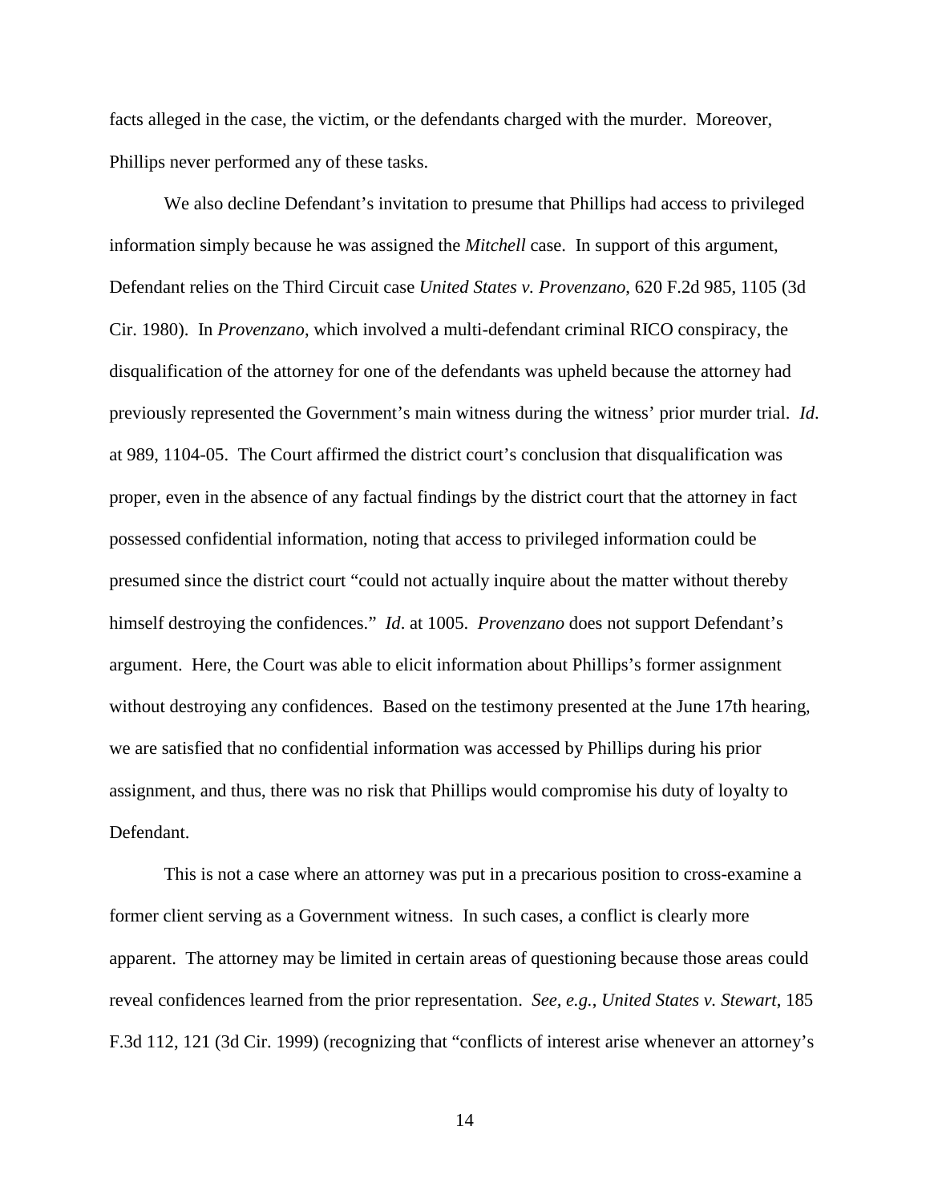facts alleged in the case, the victim, or the defendants charged with the murder. Moreover, Phillips never performed any of these tasks.

We also decline Defendant's invitation to presume that Phillips had access to privileged information simply because he was assigned the *Mitchell* case. In support of this argument, Defendant relies on the Third Circuit case *United States v. Provenzano*, 620 F.2d 985, 1105 (3d Cir. 1980). In *Provenzano*, which involved a multi-defendant criminal RICO conspiracy, the disqualification of the attorney for one of the defendants was upheld because the attorney had previously represented the Government's main witness during the witness' prior murder trial. *Id*. at 989, 1104-05. The Court affirmed the district court's conclusion that disqualification was proper, even in the absence of any factual findings by the district court that the attorney in fact possessed confidential information, noting that access to privileged information could be presumed since the district court "could not actually inquire about the matter without thereby himself destroying the confidences." *Id*. at 1005. *Provenzano* does not support Defendant's argument. Here, the Court was able to elicit information about Phillips's former assignment without destroying any confidences. Based on the testimony presented at the June 17th hearing, we are satisfied that no confidential information was accessed by Phillips during his prior assignment, and thus, there was no risk that Phillips would compromise his duty of loyalty to Defendant.

This is not a case where an attorney was put in a precarious position to cross-examine a former client serving as a Government witness. In such cases, a conflict is clearly more apparent. The attorney may be limited in certain areas of questioning because those areas could reveal confidences learned from the prior representation. *See, e.g.*, *United States v. Stewart*, 185 F.3d 112, 121 (3d Cir. 1999) (recognizing that "conflicts of interest arise whenever an attorney's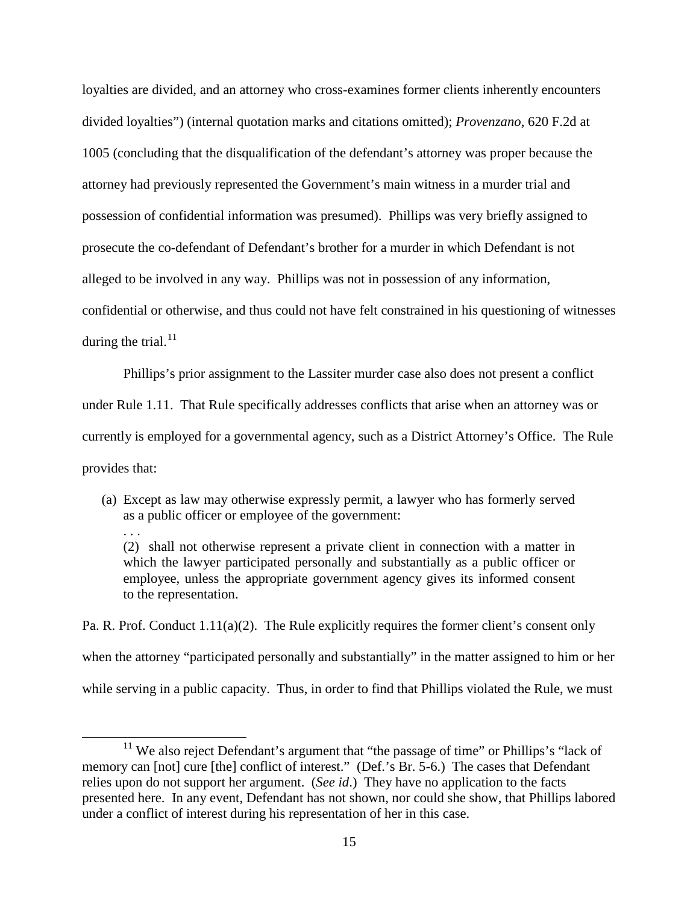loyalties are divided, and an attorney who cross-examines former clients inherently encounters divided loyalties") (internal quotation marks and citations omitted); *Provenzano*, 620 F.2d at 1005 (concluding that the disqualification of the defendant's attorney was proper because the attorney had previously represented the Government's main witness in a murder trial and possession of confidential information was presumed). Phillips was very briefly assigned to prosecute the co-defendant of Defendant's brother for a murder in which Defendant is not alleged to be involved in any way. Phillips was not in possession of any information, confidential or otherwise, and thus could not have felt constrained in his questioning of witnesses during the trial.[11]

Phillips's prior assignment to the Lassiter murder case also does not present a conflict under Rule 1.11. That Rule specifically addresses conflicts that arise when an attorney was or currently is employed for a governmental agency, such as a District Attorney's Office. The Rule provides that:

> (a) Except as law may otherwise expressly permit, a lawyer who has formerly served as a public officer or employee of the government:
>
> . . .
>
> (2) shall not otherwise represent a private client in connection with a matter in which the lawyer participated personally and substantially as a public officer or employee, unless the appropriate government agency gives its informed consent to the representation.

Pa. R. Prof. Conduct 1.11(a)(2). The Rule explicitly requires the former client's consent only when the attorney "participated personally and substantially" in the matter assigned to him or her while serving in a public capacity. Thus, in order to find that Phillips violated the Rule, we must

---

[11] We also reject Defendant's argument that "the passage of time" or Phillips's "lack of memory can [not] cure [the] conflict of interest." (Def.'s Br. 5-6.) The cases that Defendant relies upon do not support her argument. (*See id*.) They have no application to the facts presented here. In any event, Defendant has not shown, nor could she show, that Phillips labored under a conflict of interest during his representation of her in this case.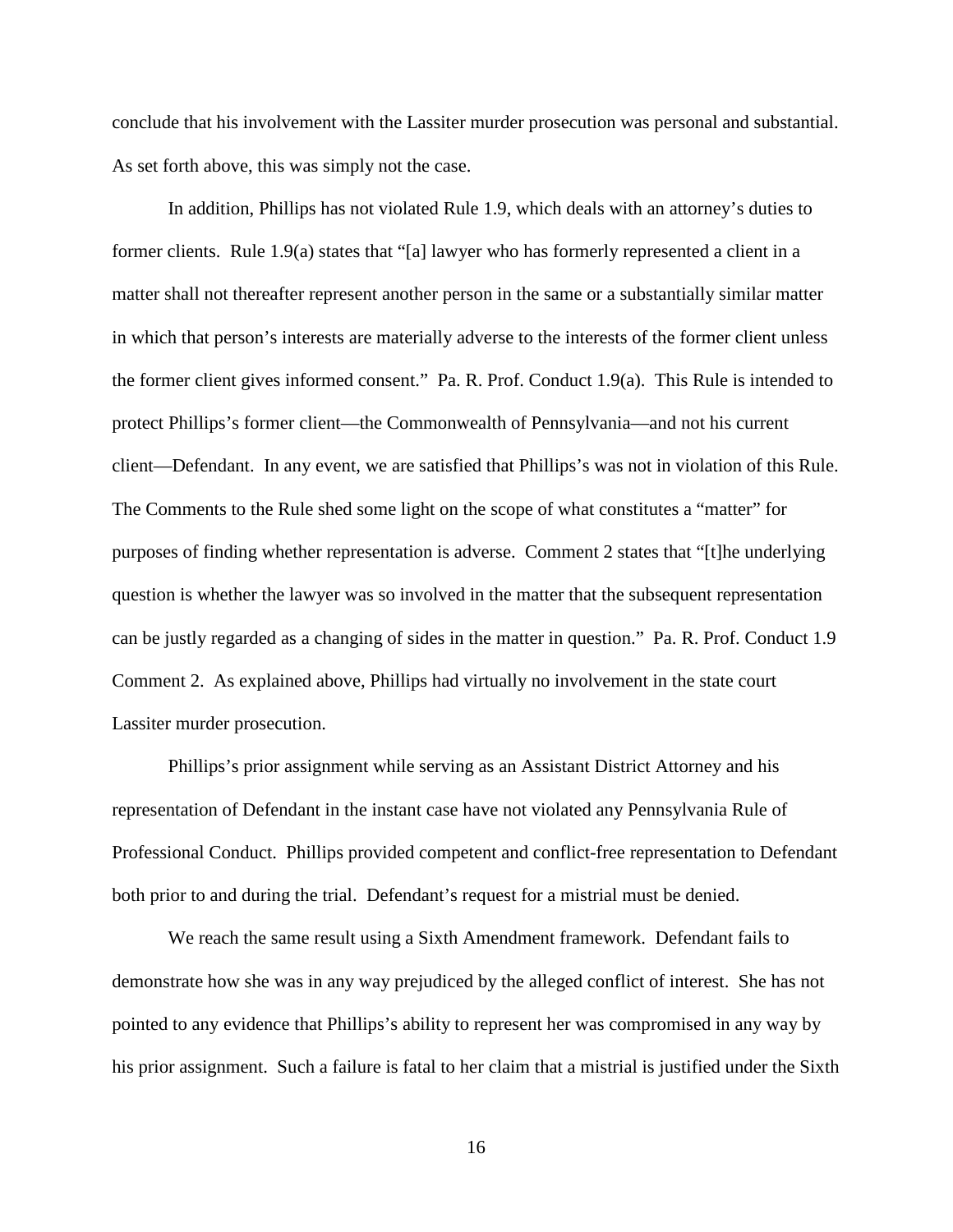conclude that his involvement with the Lassiter murder prosecution was personal and substantial. As set forth above, this was simply not the case.

In addition, Phillips has not violated Rule 1.9, which deals with an attorney's duties to former clients. Rule 1.9(a) states that "[a] lawyer who has formerly represented a client in a matter shall not thereafter represent another person in the same or a substantially similar matter in which that person's interests are materially adverse to the interests of the former client unless the former client gives informed consent." Pa. R. Prof. Conduct 1.9(a). This Rule is intended to protect Phillips's former client—the Commonwealth of Pennsylvania—and not his current client—Defendant. In any event, we are satisfied that Phillips's was not in violation of this Rule. The Comments to the Rule shed some light on the scope of what constitutes a "matter" for purposes of finding whether representation is adverse. Comment 2 states that "[t]he underlying question is whether the lawyer was so involved in the matter that the subsequent representation can be justly regarded as a changing of sides in the matter in question." Pa. R. Prof. Conduct 1.9 Comment 2. As explained above, Phillips had virtually no involvement in the state court Lassiter murder prosecution.

Phillips's prior assignment while serving as an Assistant District Attorney and his representation of Defendant in the instant case have not violated any Pennsylvania Rule of Professional Conduct. Phillips provided competent and conflict-free representation to Defendant both prior to and during the trial. Defendant's request for a mistrial must be denied.

We reach the same result using a Sixth Amendment framework. Defendant fails to demonstrate how she was in any way prejudiced by the alleged conflict of interest. She has not pointed to any evidence that Phillips's ability to represent her was compromised in any way by his prior assignment. Such a failure is fatal to her claim that a mistrial is justified under the Sixth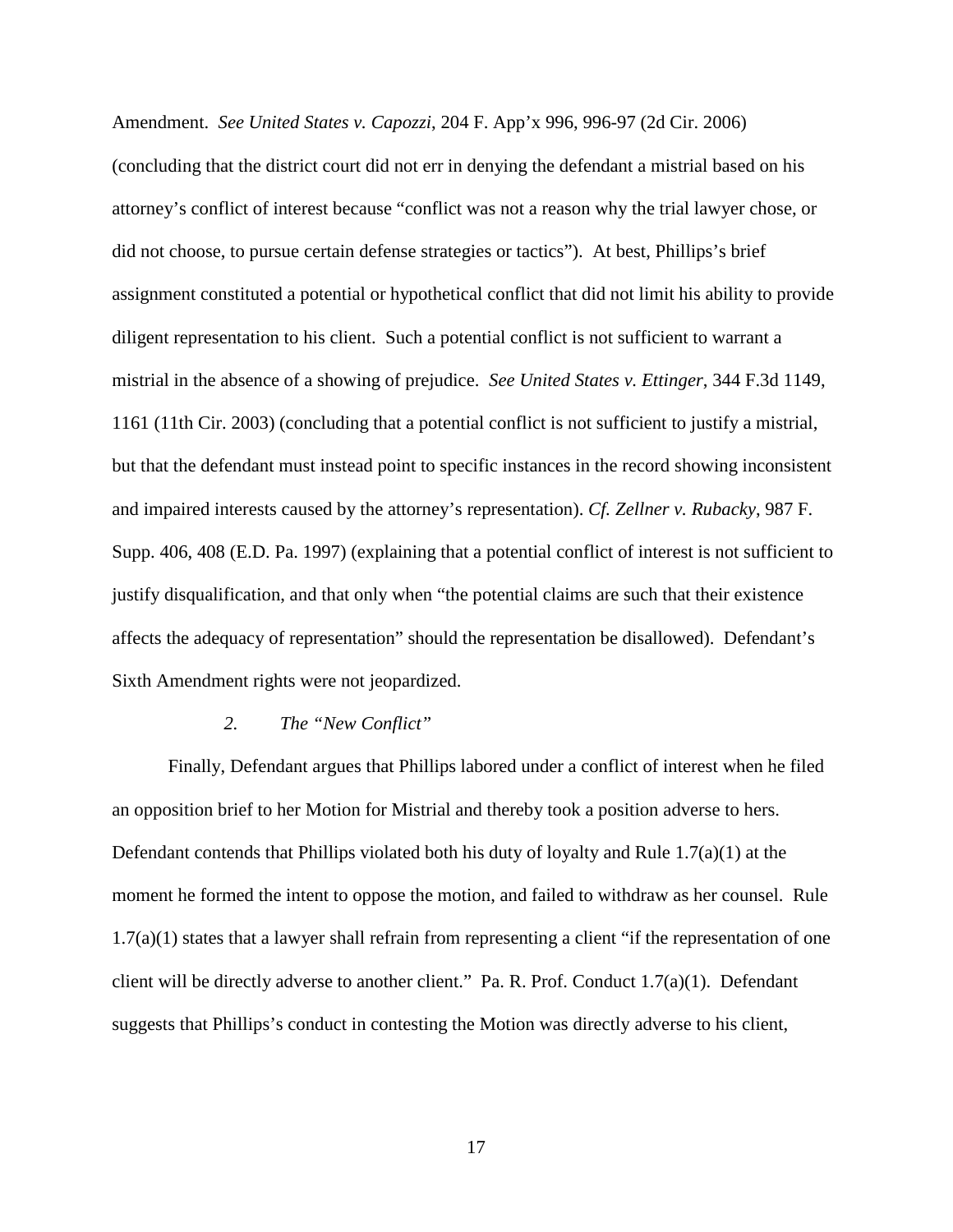Amendment. *See United States v. Capozzi*, 204 F. App'x 996, 996-97 (2d Cir. 2006) (concluding that the district court did not err in denying the defendant a mistrial based on his attorney's conflict of interest because "conflict was not a reason why the trial lawyer chose, or did not choose, to pursue certain defense strategies or tactics"). At best, Phillips's brief assignment constituted a potential or hypothetical conflict that did not limit his ability to provide diligent representation to his client. Such a potential conflict is not sufficient to warrant a mistrial in the absence of a showing of prejudice. *See United States v. Ettinger*, 344 F.3d 1149, 1161 (11th Cir. 2003) (concluding that a potential conflict is not sufficient to justify a mistrial, but that the defendant must instead point to specific instances in the record showing inconsistent and impaired interests caused by the attorney's representation). *Cf. Zellner v. Rubacky*, 987 F. Supp. 406, 408 (E.D. Pa. 1997) (explaining that a potential conflict of interest is not sufficient to justify disqualification, and that only when "the potential claims are such that their existence affects the adequacy of representation" should the representation be disallowed). Defendant's Sixth Amendment rights were not jeopardized.

*2. The "New Conflict"*

Finally, Defendant argues that Phillips labored under a conflict of interest when he filed an opposition brief to her Motion for Mistrial and thereby took a position adverse to hers. Defendant contends that Phillips violated both his duty of loyalty and Rule 1.7(a)(1) at the moment he formed the intent to oppose the motion, and failed to withdraw as her counsel. Rule 1.7(a)(1) states that a lawyer shall refrain from representing a client "if the representation of one client will be directly adverse to another client." Pa. R. Prof. Conduct 1.7(a)(1). Defendant suggests that Phillips's conduct in contesting the Motion was directly adverse to his client,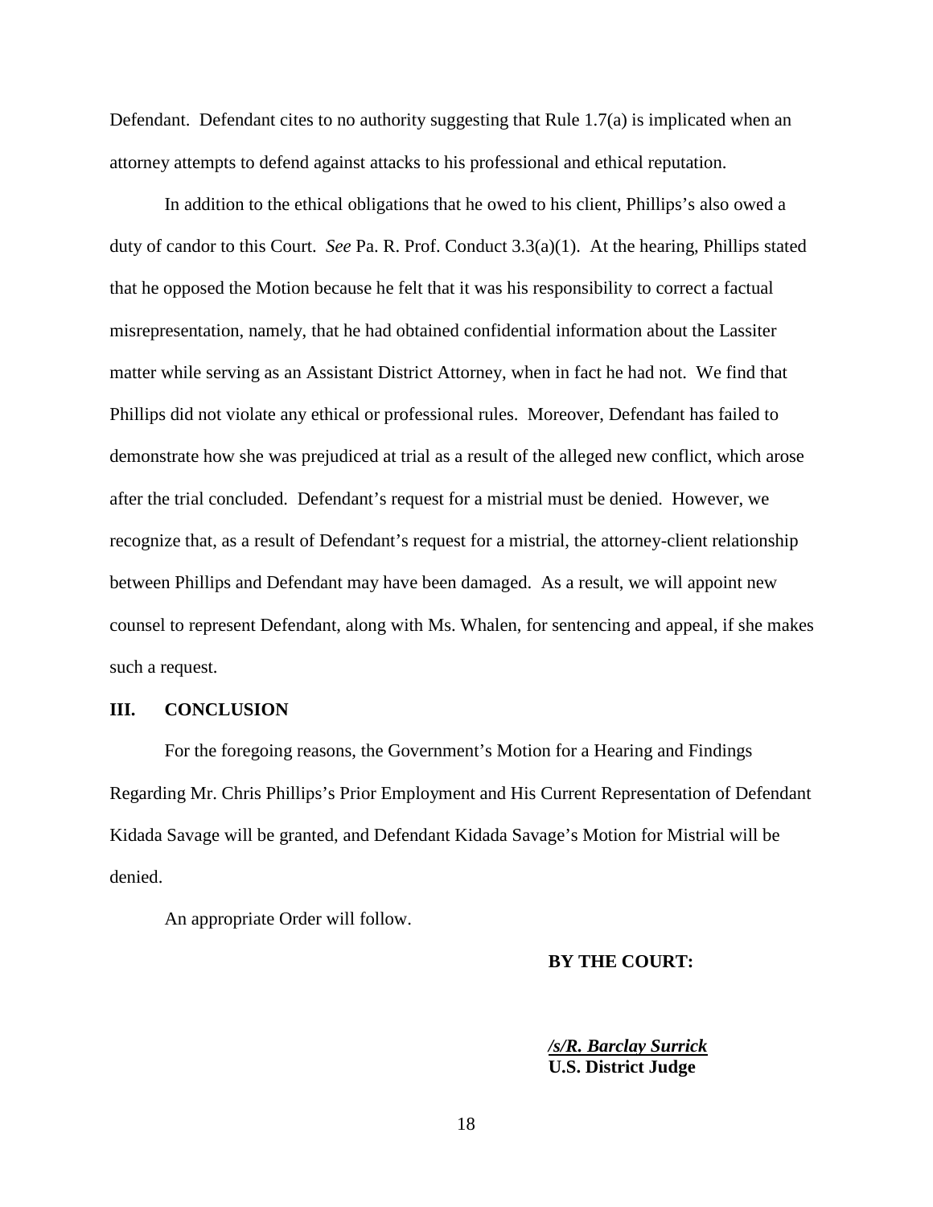Defendant. Defendant cites to no authority suggesting that Rule 1.7(a) is implicated when an attorney attempts to defend against attacks to his professional and ethical reputation.

In addition to the ethical obligations that he owed to his client, Phillips's also owed a duty of candor to this Court. *See* Pa. R. Prof. Conduct 3.3(a)(1). At the hearing, Phillips stated that he opposed the Motion because he felt that it was his responsibility to correct a factual misrepresentation, namely, that he had obtained confidential information about the Lassiter matter while serving as an Assistant District Attorney, when in fact he had not. We find that Phillips did not violate any ethical or professional rules. Moreover, Defendant has failed to demonstrate how she was prejudiced at trial as a result of the alleged new conflict, which arose after the trial concluded. Defendant's request for a mistrial must be denied. However, we recognize that, as a result of Defendant's request for a mistrial, the attorney-client relationship between Phillips and Defendant may have been damaged. As a result, we will appoint new counsel to represent Defendant, along with Ms. Whalen, for sentencing and appeal, if she makes such a request.

## III. CONCLUSION

For the foregoing reasons, the Government's Motion for a Hearing and Findings Regarding Mr. Chris Phillips's Prior Employment and His Current Representation of Defendant Kidada Savage will be granted, and Defendant Kidada Savage's Motion for Mistrial will be denied.

An appropriate Order will follow.

**BY THE COURT:**

***/s/R. Barclay Surrick***
**U.S. District Judge**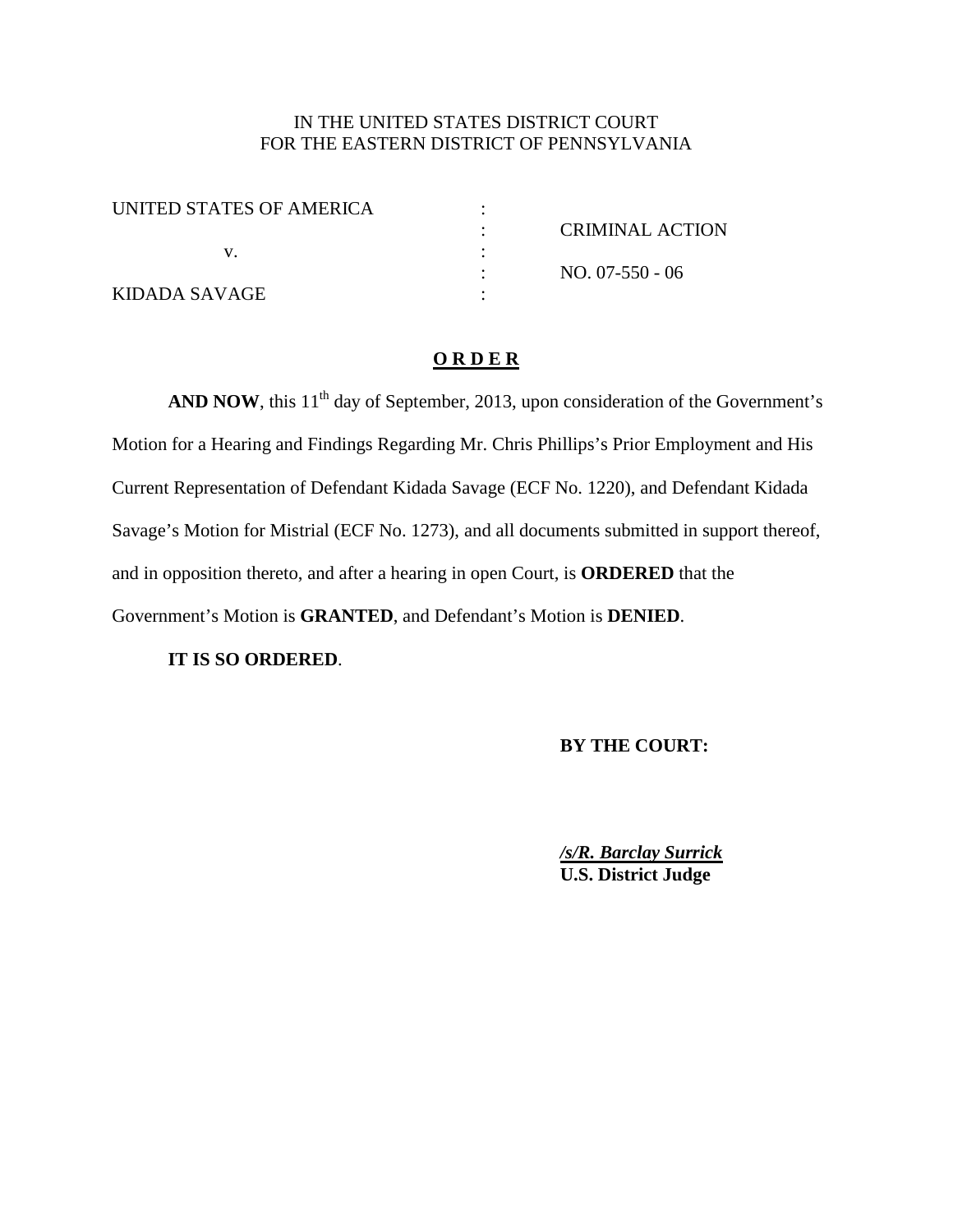IN THE UNITED STATES DISTRICT COURT
FOR THE EASTERN DISTRICT OF PENNSYLVANIA

| | | |
|---|---|---|
| UNITED STATES OF AMERICA | : | |
| | : | CRIMINAL ACTION |
| v. | : | |
| | : | NO. 07-550 - 06 |
| KIDADA SAVAGE | : | |

**O R D E R**

**AND NOW**, this 11th day of September, 2013, upon consideration of the Government's Motion for a Hearing and Findings Regarding Mr. Chris Phillips's Prior Employment and His Current Representation of Defendant Kidada Savage (ECF No. 1220), and Defendant Kidada Savage's Motion for Mistrial (ECF No. 1273), and all documents submitted in support thereof, and in opposition thereto, and after a hearing in open Court, is **ORDERED** that the Government's Motion is **GRANTED**, and Defendant's Motion is **DENIED**.

**IT IS SO ORDERED**.

**BY THE COURT:**

***/s/R. Barclay Surrick***
**U.S. District Judge**